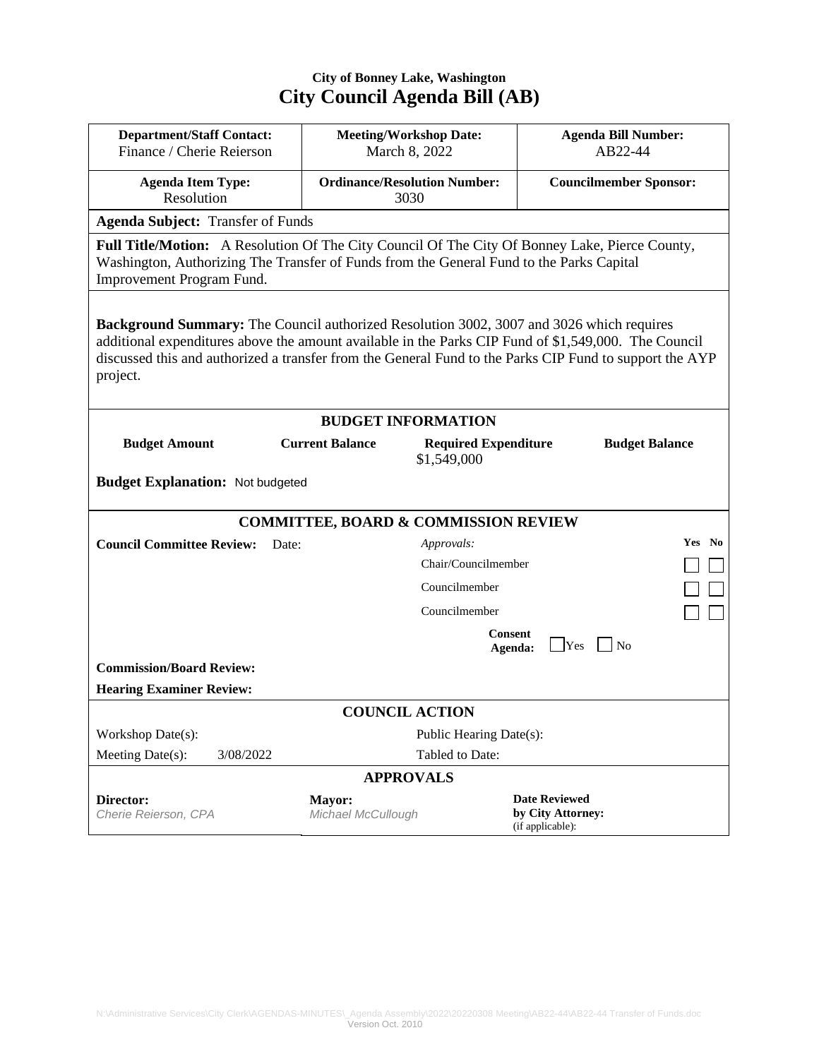**City of Bonney Lake, Washington**

# City Council Agenda Bill (AB)

| Department/Staff Contact: | Meeting/Workshop Date: | Agenda Bill Number: |
|---|---|---|
| Finance / Cherie Reierson | March 8, 2022 | AB22-44 |
| **Agenda Item Type:** Resolution | **Ordinance/Resolution Number:** 3030 | **Councilmember Sponsor:** |

**Agenda Subject:** Transfer of Funds

**Full Title/Motion:** A Resolution Of The City Council Of The City Of Bonney Lake, Pierce County, Washington, Authorizing The Transfer of Funds from the General Fund to the Parks Capital Improvement Program Fund.

**Background Summary:** The Council authorized Resolution 3002, 3007 and 3026 which requires additional expenditures above the amount available in the Parks CIP Fund of $1,549,000. The Council discussed this and authorized a transfer from the General Fund to the Parks CIP Fund to support the AYP project.

## BUDGET INFORMATION

| Budget Amount | Current Balance | Required Expenditure | Budget Balance |
|---|---|---|---|
| | | $1,549,000 | |

**Budget Explanation:** Not budgeted

## COMMITTEE, BOARD & COMMISSION REVIEW

**Council Committee Review:** Date:

| *Approvals:* | Yes | No |
|---|---|---|
| Chair/Councilmember | ☐ | ☐ |
| Councilmember | ☐ | ☐ |
| Councilmember | ☐ | ☐ |

**Consent Agenda:** ☐ Yes ☐ No

**Commission/Board Review:**

**Hearing Examiner Review:**

## COUNCIL ACTION

| | |
|---|---|
| Workshop Date(s): | Public Hearing Date(s): |
| Meeting Date(s): 3/08/2022 | Tabled to Date: |

## APPROVALS

| Director: | Mayor: | Date Reviewed by City Attorney: (if applicable): |
|---|---|---|
| *Cherie Reierson, CPA* | *Michael McCullough* | |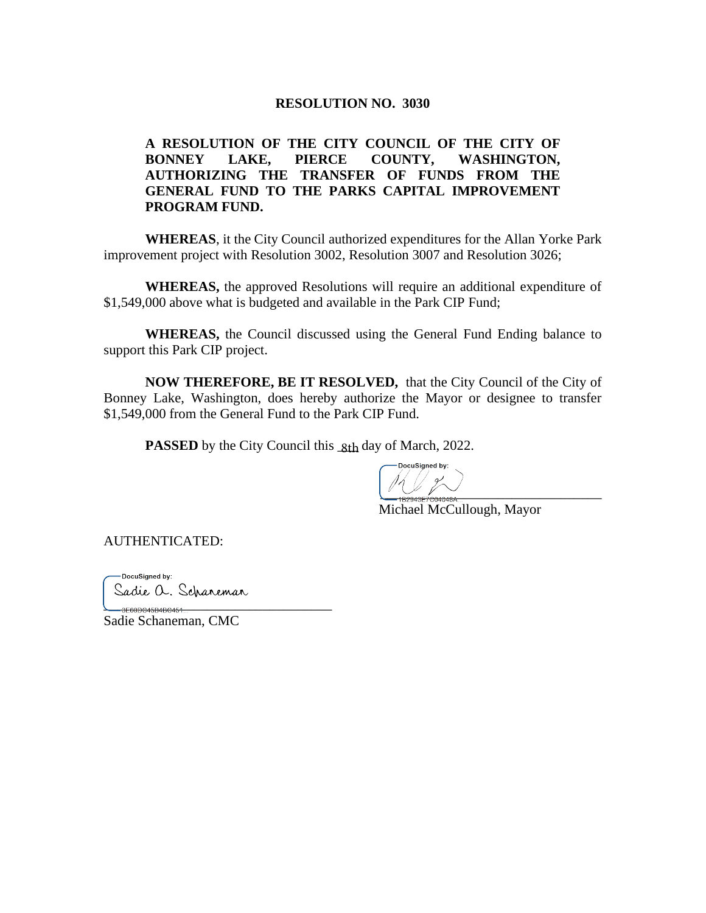**RESOLUTION NO. 3030**

**A RESOLUTION OF THE CITY COUNCIL OF THE CITY OF BONNEY LAKE, PIERCE COUNTY, WASHINGTON, AUTHORIZING THE TRANSFER OF FUNDS FROM THE GENERAL FUND TO THE PARKS CAPITAL IMPROVEMENT PROGRAM FUND.**

**WHEREAS**, it the City Council authorized expenditures for the Allan Yorke Park improvement project with Resolution 3002, Resolution 3007 and Resolution 3026;

**WHEREAS,** the approved Resolutions will require an additional expenditure of $1,549,000 above what is budgeted and available in the Park CIP Fund;

**WHEREAS,** the Council discussed using the General Fund Ending balance to support this Park CIP project.

**NOW THEREFORE, BE IT RESOLVED,** that the City Council of the City of Bonney Lake, Washington, does hereby authorize the Mayor or designee to transfer $1,549,000 from the General Fund to the Park CIP Fund.

**PASSED** by the City Council this 8th day of March, 2022.

DocuSigned by:

1B2943E7C04048A

Michael McCullough, Mayor

AUTHENTICATED:

DocuSigned by:

Sadie A. Schaneman

3E60DC45B4BC451...

Sadie Schaneman, CMC